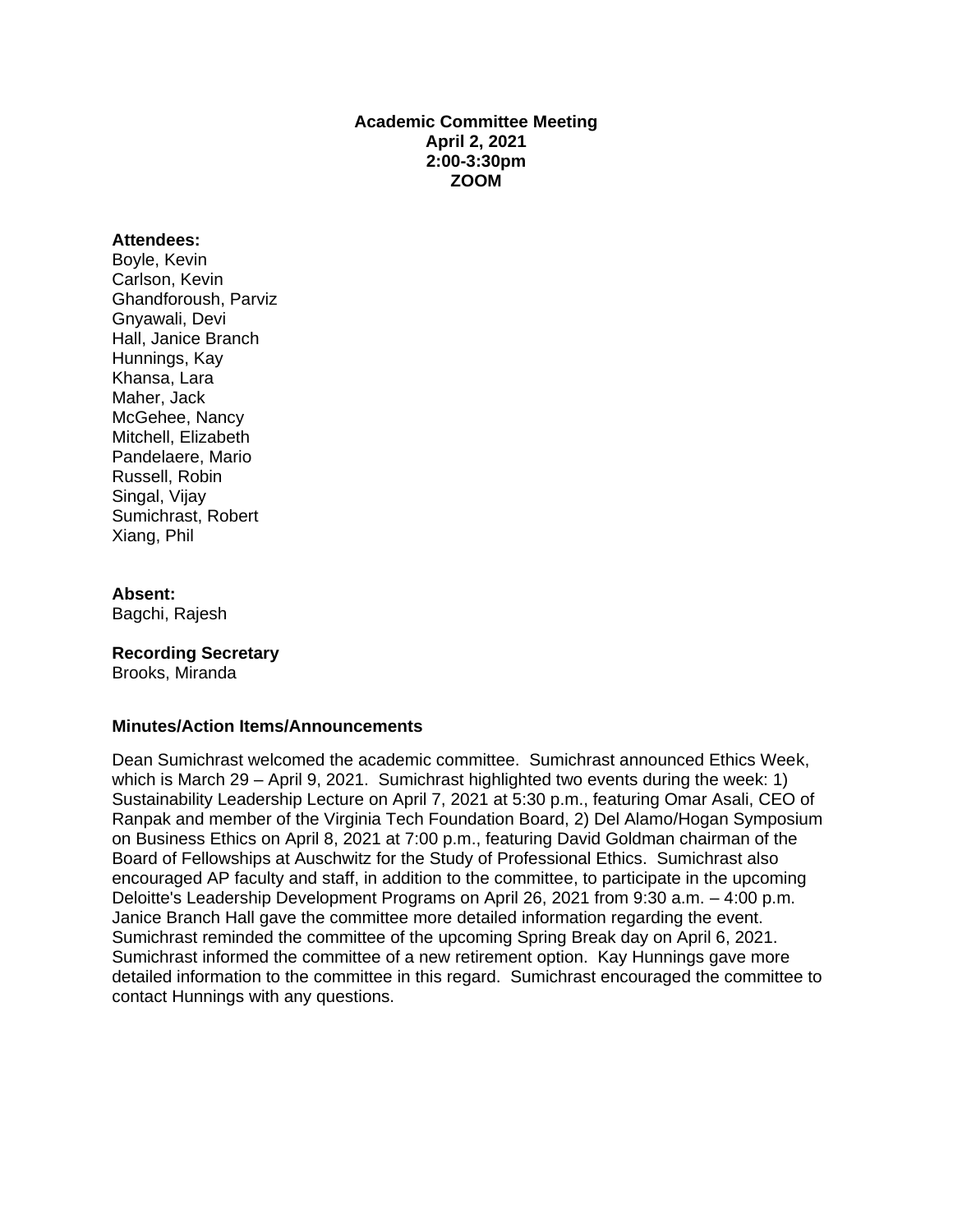**Academic Committee Meeting**
**April 2, 2021**
**2:00-3:30pm**
**ZOOM**

**Attendees:**
Boyle, Kevin
Carlson, Kevin
Ghandforoush, Parviz
Gnyawali, Devi
Hall, Janice Branch
Hunnings, Kay
Khansa, Lara
Maher, Jack
McGehee, Nancy
Mitchell, Elizabeth
Pandelaere, Mario
Russell, Robin
Singal, Vijay
Sumichrast, Robert
Xiang, Phil

**Absent:**
Bagchi, Rajesh

**Recording Secretary**
Brooks, Miranda

**Minutes/Action Items/Announcements**

Dean Sumichrast welcomed the academic committee. Sumichrast announced Ethics Week, which is March 29 – April 9, 2021. Sumichrast highlighted two events during the week: 1) Sustainability Leadership Lecture on April 7, 2021 at 5:30 p.m., featuring Omar Asali, CEO of Ranpak and member of the Virginia Tech Foundation Board, 2) Del Alamo/Hogan Symposium on Business Ethics on April 8, 2021 at 7:00 p.m., featuring David Goldman chairman of the Board of Fellowships at Auschwitz for the Study of Professional Ethics. Sumichrast also encouraged AP faculty and staff, in addition to the committee, to participate in the upcoming Deloitte's Leadership Development Programs on April 26, 2021 from 9:30 a.m. – 4:00 p.m. Janice Branch Hall gave the committee more detailed information regarding the event. Sumichrast reminded the committee of the upcoming Spring Break day on April 6, 2021. Sumichrast informed the committee of a new retirement option. Kay Hunnings gave more detailed information to the committee in this regard. Sumichrast encouraged the committee to contact Hunnings with any questions.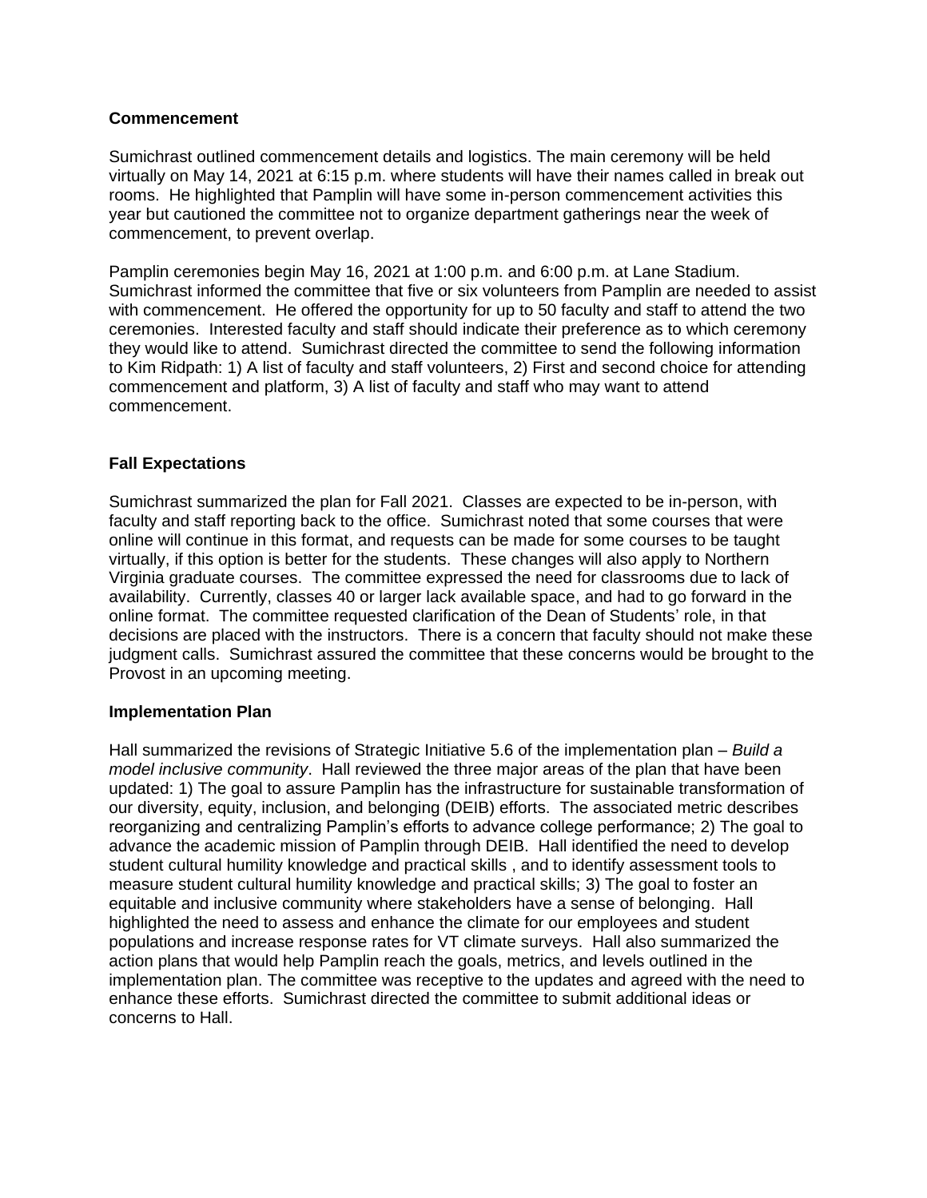**Commencement**

Sumichrast outlined commencement details and logistics. The main ceremony will be held virtually on May 14, 2021 at 6:15 p.m. where students will have their names called in break out rooms. He highlighted that Pamplin will have some in-person commencement activities this year but cautioned the committee not to organize department gatherings near the week of commencement, to prevent overlap.

Pamplin ceremonies begin May 16, 2021 at 1:00 p.m. and 6:00 p.m. at Lane Stadium. Sumichrast informed the committee that five or six volunteers from Pamplin are needed to assist with commencement. He offered the opportunity for up to 50 faculty and staff to attend the two ceremonies. Interested faculty and staff should indicate their preference as to which ceremony they would like to attend. Sumichrast directed the committee to send the following information to Kim Ridpath: 1) A list of faculty and staff volunteers, 2) First and second choice for attending commencement and platform, 3) A list of faculty and staff who may want to attend commencement.

**Fall Expectations**

Sumichrast summarized the plan for Fall 2021. Classes are expected to be in-person, with faculty and staff reporting back to the office. Sumichrast noted that some courses that were online will continue in this format, and requests can be made for some courses to be taught virtually, if this option is better for the students. These changes will also apply to Northern Virginia graduate courses. The committee expressed the need for classrooms due to lack of availability. Currently, classes 40 or larger lack available space, and had to go forward in the online format. The committee requested clarification of the Dean of Students' role, in that decisions are placed with the instructors. There is a concern that faculty should not make these judgment calls. Sumichrast assured the committee that these concerns would be brought to the Provost in an upcoming meeting.

**Implementation Plan**

Hall summarized the revisions of Strategic Initiative 5.6 of the implementation plan – *Build a model inclusive community*. Hall reviewed the three major areas of the plan that have been updated: 1) The goal to assure Pamplin has the infrastructure for sustainable transformation of our diversity, equity, inclusion, and belonging (DEIB) efforts. The associated metric describes reorganizing and centralizing Pamplin's efforts to advance college performance; 2) The goal to advance the academic mission of Pamplin through DEIB. Hall identified the need to develop student cultural humility knowledge and practical skills , and to identify assessment tools to measure student cultural humility knowledge and practical skills; 3) The goal to foster an equitable and inclusive community where stakeholders have a sense of belonging. Hall highlighted the need to assess and enhance the climate for our employees and student populations and increase response rates for VT climate surveys. Hall also summarized the action plans that would help Pamplin reach the goals, metrics, and levels outlined in the implementation plan. The committee was receptive to the updates and agreed with the need to enhance these efforts. Sumichrast directed the committee to submit additional ideas or concerns to Hall.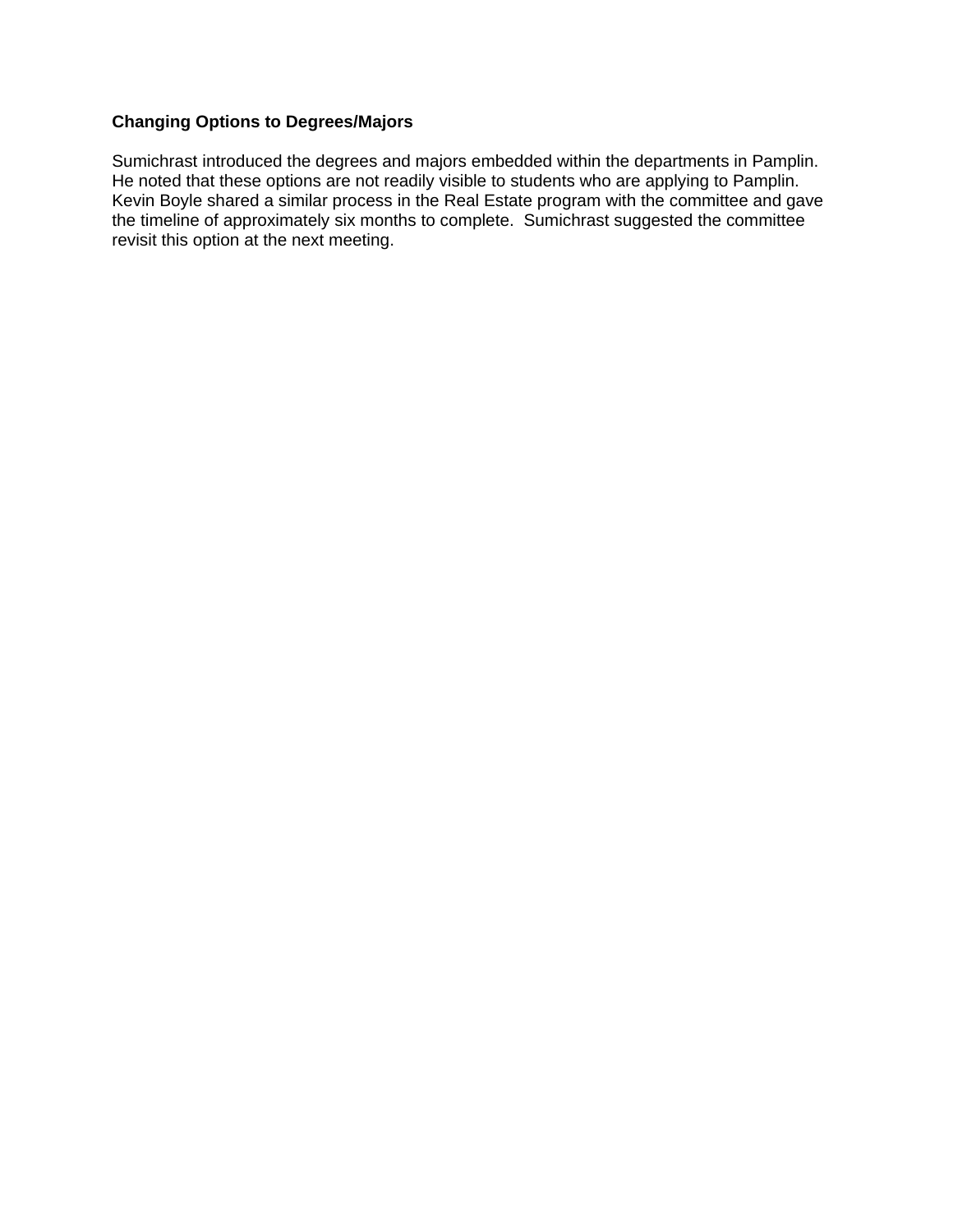**Changing Options to Degrees/Majors**

Sumichrast introduced the degrees and majors embedded within the departments in Pamplin. He noted that these options are not readily visible to students who are applying to Pamplin. Kevin Boyle shared a similar process in the Real Estate program with the committee and gave the timeline of approximately six months to complete. Sumichrast suggested the committee revisit this option at the next meeting.